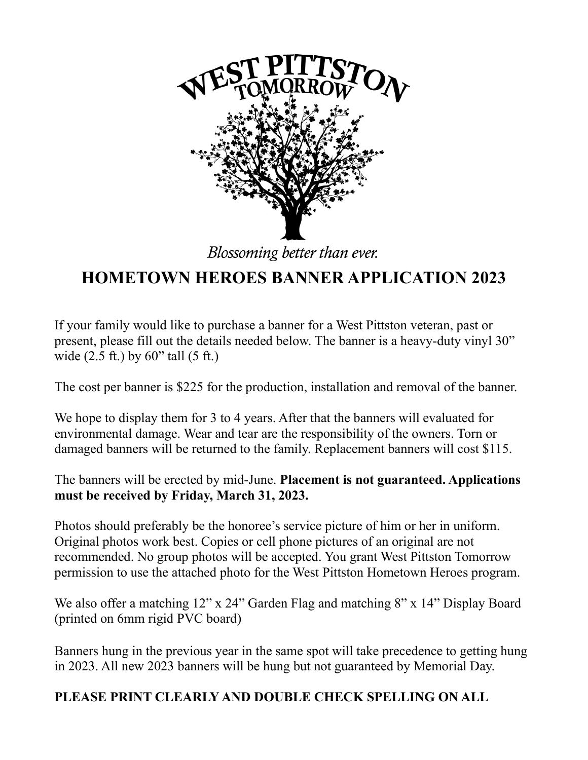WEST PITTSTON TOMORROW

*Blossoming better than ever.*

# HOMETOWN HEROES BANNER APPLICATION 2023

If your family would like to purchase a banner for a West Pittston veteran, past or present, please fill out the details needed below. The banner is a heavy-duty vinyl 30" wide (2.5 ft.) by 60" tall (5 ft.)

The cost per banner is $225 for the production, installation and removal of the banner.

We hope to display them for 3 to 4 years. After that the banners will evaluated for environmental damage. Wear and tear are the responsibility of the owners. Torn or damaged banners will be returned to the family. Replacement banners will cost $115.

The banners will be erected by mid-June. **Placement is not guaranteed. Applications must be received by Friday, March 31, 2023.**

Photos should preferably be the honoree's service picture of him or her in uniform. Original photos work best. Copies or cell phone pictures of an original are not recommended. No group photos will be accepted. You grant West Pittston Tomorrow permission to use the attached photo for the West Pittston Hometown Heroes program.

We also offer a matching 12" x 24" Garden Flag and matching 8" x 14" Display Board (printed on 6mm rigid PVC board)

Banners hung in the previous year in the same spot will take precedence to getting hung in 2023. All new 2023 banners will be hung but not guaranteed by Memorial Day.

**PLEASE PRINT CLEARLY AND DOUBLE CHECK SPELLING ON ALL**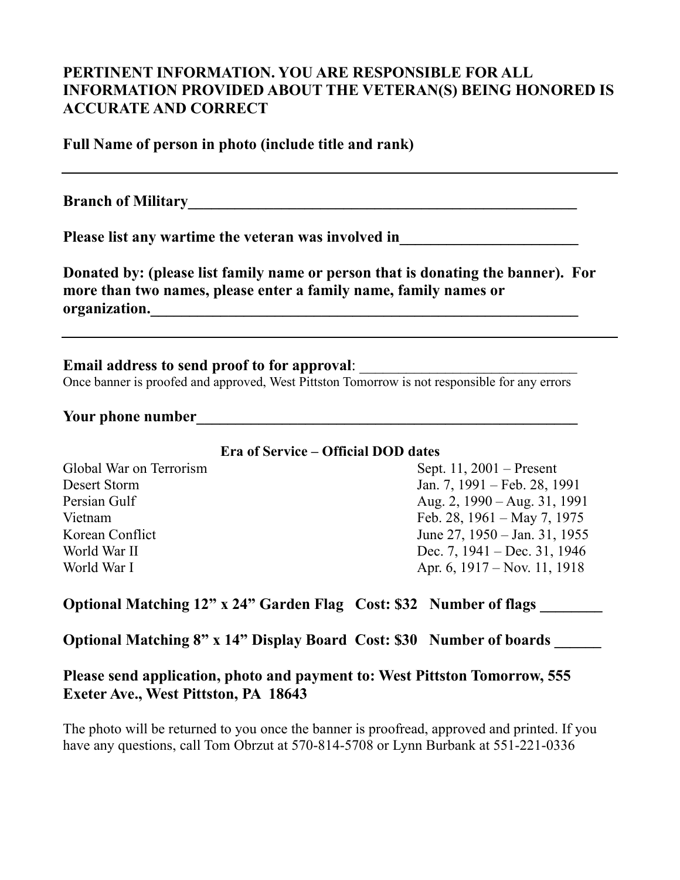**PERTINENT INFORMATION. YOU ARE RESPONSIBLE FOR ALL INFORMATION PROVIDED ABOUT THE VETERAN(S) BEING HONORED IS ACCURATE AND CORRECT**

**Full Name of person in photo (include title and rank)**

______________________________________________________________________

**Branch of Military**_____________________________________________________

**Please list any wartime the veteran was involved in**______________________

**Donated by: (please list family name or person that is donating the banner). For more than two names, please enter a family name, family names or organization.**________________________________________________________

______________________________________________________________________

**Email address to send proof to for approval**: _____________________________

Once banner is proofed and approved, West Pittston Tomorrow is not responsible for any errors

**Your phone number**____________________________________________________

**Era of Service – Official DOD dates**

| | |
|---|---|
| Global War on Terrorism | Sept. 11, 2001 – Present |
| Desert Storm | Jan. 7, 1991 – Feb. 28, 1991 |
| Persian Gulf | Aug. 2, 1990 – Aug. 31, 1991 |
| Vietnam | Feb. 28, 1961 – May 7, 1975 |
| Korean Conflict | June 27, 1950 – Jan. 31, 1955 |
| World War II | Dec. 7, 1941 – Dec. 31, 1946 |
| World War I | Apr. 6, 1917 – Nov. 11, 1918 |

**Optional Matching 12" x 24" Garden Flag Cost: $32 Number of flags ________**

**Optional Matching 8" x 14" Display Board Cost: $30 Number of boards ______**

**Please send application, photo and payment to: West Pittston Tomorrow, 555 Exeter Ave., West Pittston, PA 18643**

The photo will be returned to you once the banner is proofread, approved and printed. If you have any questions, call Tom Obrzut at 570-814-5708 or Lynn Burbank at 551-221-0336